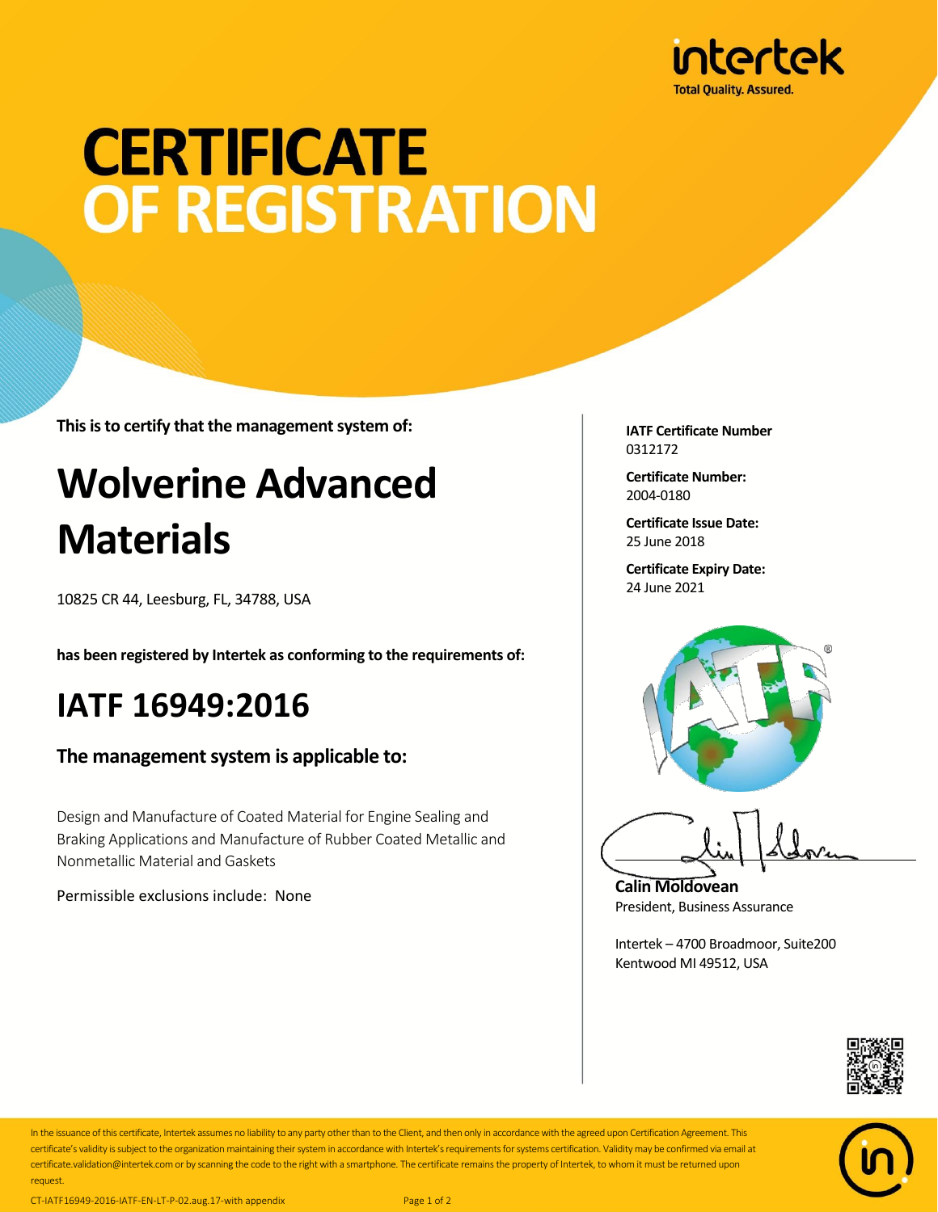intertek

Total Quality. Assured.

# CERTIFICATE OF REGISTRATION

**This is to certify that the management system of:**

## Wolverine Advanced Materials

10825 CR 44, Leesburg, FL, 34788, USA

**has been registered by Intertek as conforming to the requirements of:**

## IATF 16949:2016

### The management system is applicable to:

Design and Manufacture of Coated Material for Engine Sealing and Braking Applications and Manufacture of Rubber Coated Metallic and Nonmetallic Material and Gaskets

Permissible exclusions include: None

**IATF Certificate Number**
0312172

**Certificate Number:**
2004-0180

**Certificate Issue Date:**
25 June 2018

**Certificate Expiry Date:**
24 June 2021

**Calin Moldovean**
President, Business Assurance

Intertek – 4700 Broadmoor, Suite200
Kentwood MI 49512, USA

In the issuance of this certificate, Intertek assumes no liability to any party other than to the Client, and then only in accordance with the agreed upon Certification Agreement. This certificate's validity is subject to the organization maintaining their system in accordance with Intertek's requirements for systems certification. Validity may be confirmed via email at certificate.validation@intertek.com or by scanning the code to the right with a smartphone. The certificate remains the property of Intertek, to whom it must be returned upon request.

CT-IATF16949-2016-IATF-EN-LT-P-02.aug.17-with appendix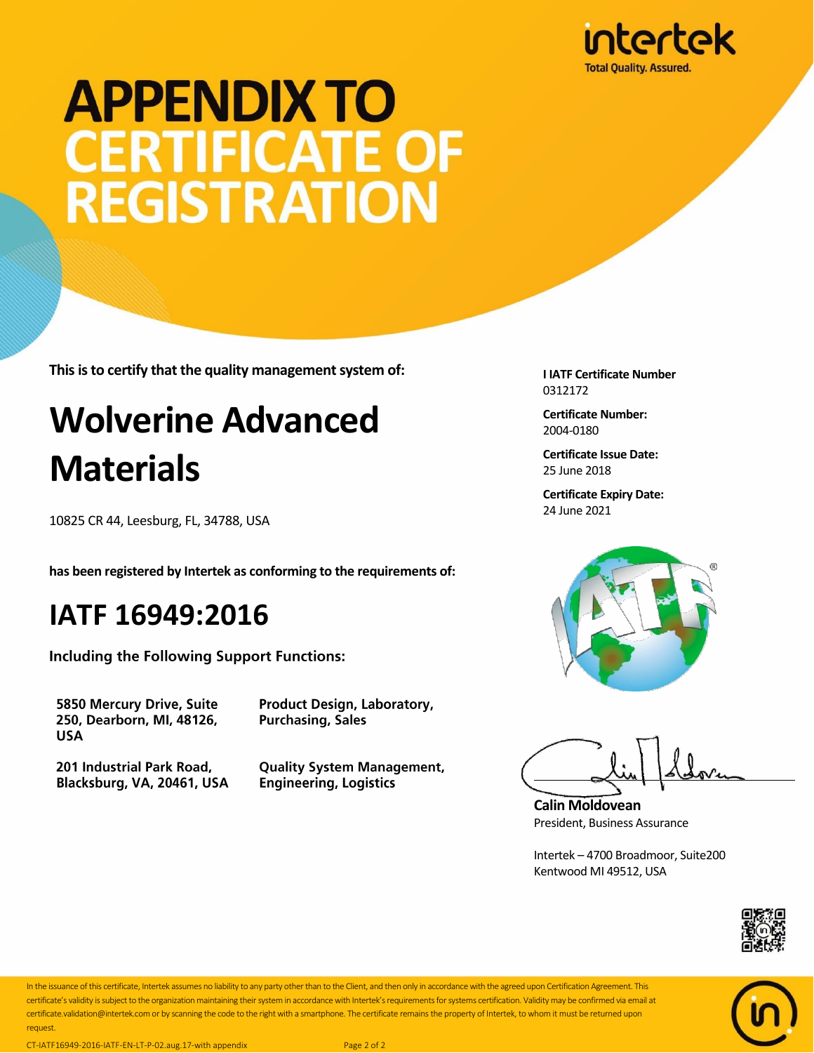intertek
Total Quality. Assured.

# APPENDIX TO CERTIFICATE OF REGISTRATION

**This is to certify that the quality management system of:**

## Wolverine Advanced Materials

10825 CR 44, Leesburg, FL, 34788, USA

**has been registered by Intertek as conforming to the requirements of:**

## IATF 16949:2016

**Including the Following Support Functions:**

| | |
|---|---|
| **5850 Mercury Drive, Suite 250, Dearborn, MI, 48126, USA** | **Product Design, Laboratory, Purchasing, Sales** |
| **201 Industrial Park Road, Blacksburg, VA, 20461, USA** | **Quality System Management, Engineering, Logistics** |

**I IATF Certificate Number**
0312172

**Certificate Number:**
2004-0180

**Certificate Issue Date:**
25 June 2018

**Certificate Expiry Date:**
24 June 2021

**Calin Moldovean**
President, Business Assurance

Intertek – 4700 Broadmoor, Suite200
Kentwood MI 49512, USA

In the issuance of this certificate, Intertek assumes no liability to any party other than to the Client, and then only in accordance with the agreed upon Certification Agreement. This certificate's validity is subject to the organization maintaining their system in accordance with Intertek's requirements for systems certification. Validity may be confirmed via email at certificate.validation@intertek.com or by scanning the code to the right with a smartphone. The certificate remains the property of Intertek, to whom it must be returned upon request.

CT-IATF16949-2016-IATF-EN-LT-P-02.aug.17-with appendix